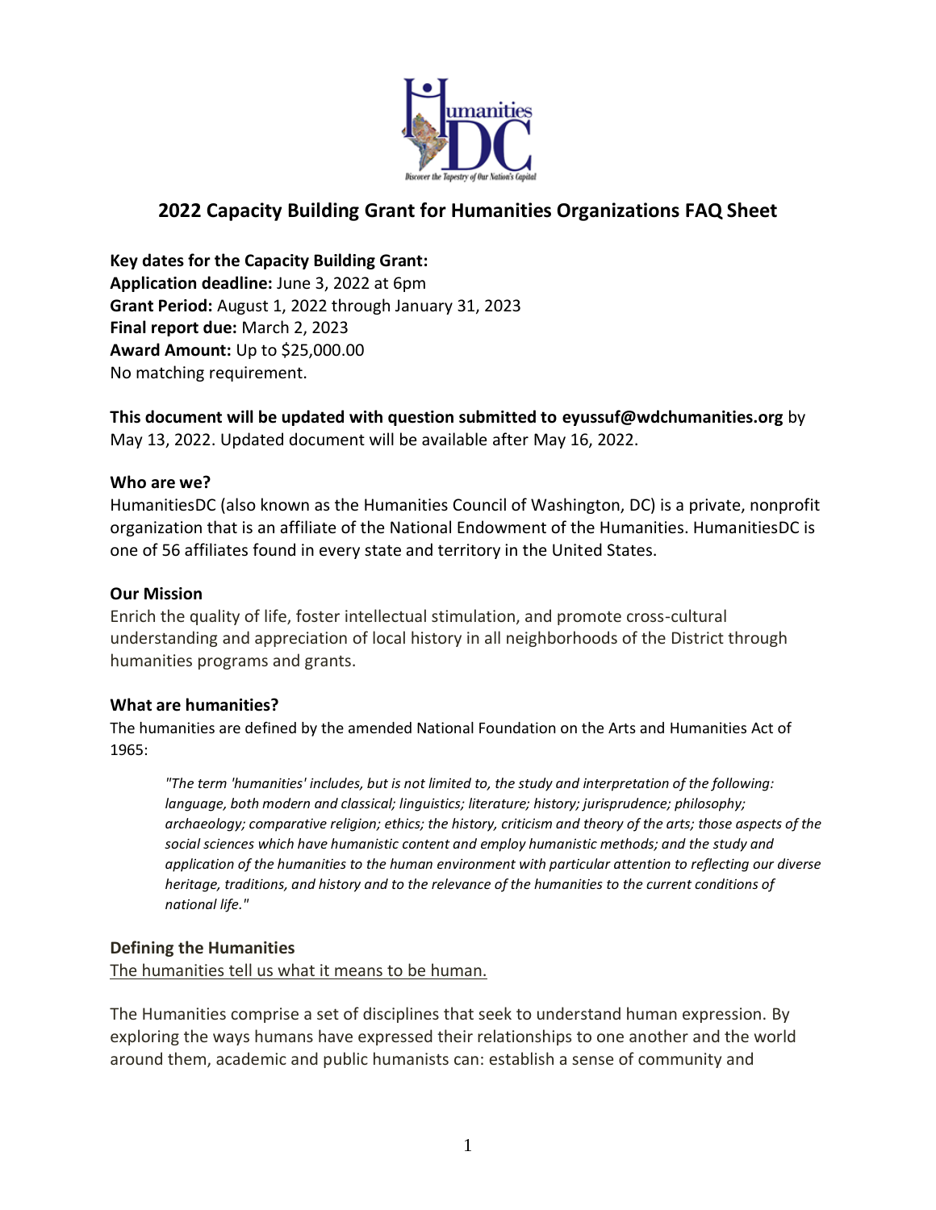# 2022 Capacity Building Grant for Humanities Organizations FAQ Sheet

**Key dates for the Capacity Building Grant:**
**Application deadline:** June 3, 2022 at 6pm
**Grant Period:** August 1, 2022 through January 31, 2023
**Final report due:** March 2, 2023
**Award Amount:** Up to $25,000.00
No matching requirement.

**This document will be updated with question submitted to eyussuf@wdchumanities.org** by May 13, 2022. Updated document will be available after May 16, 2022.

### Who are we?

HumanitiesDC (also known as the Humanities Council of Washington, DC) is a private, nonprofit organization that is an affiliate of the National Endowment of the Humanities. HumanitiesDC is one of 56 affiliates found in every state and territory in the United States.

### Our Mission

Enrich the quality of life, foster intellectual stimulation, and promote cross-cultural understanding and appreciation of local history in all neighborhoods of the District through humanities programs and grants.

### What are humanities?

The humanities are defined by the amended National Foundation on the Arts and Humanities Act of 1965:

> *"The term 'humanities' includes, but is not limited to, the study and interpretation of the following: language, both modern and classical; linguistics; literature; history; jurisprudence; philosophy; archaeology; comparative religion; ethics; the history, criticism and theory of the arts; those aspects of the social sciences which have humanistic content and employ humanistic methods; and the study and application of the humanities to the human environment with particular attention to reflecting our diverse heritage, traditions, and history and to the relevance of the humanities to the current conditions of national life."*

### Defining the Humanities

The humanities tell us what it means to be human.

The Humanities comprise a set of disciplines that seek to understand human expression. By exploring the ways humans have expressed their relationships to one another and the world around them, academic and public humanists can: establish a sense of community and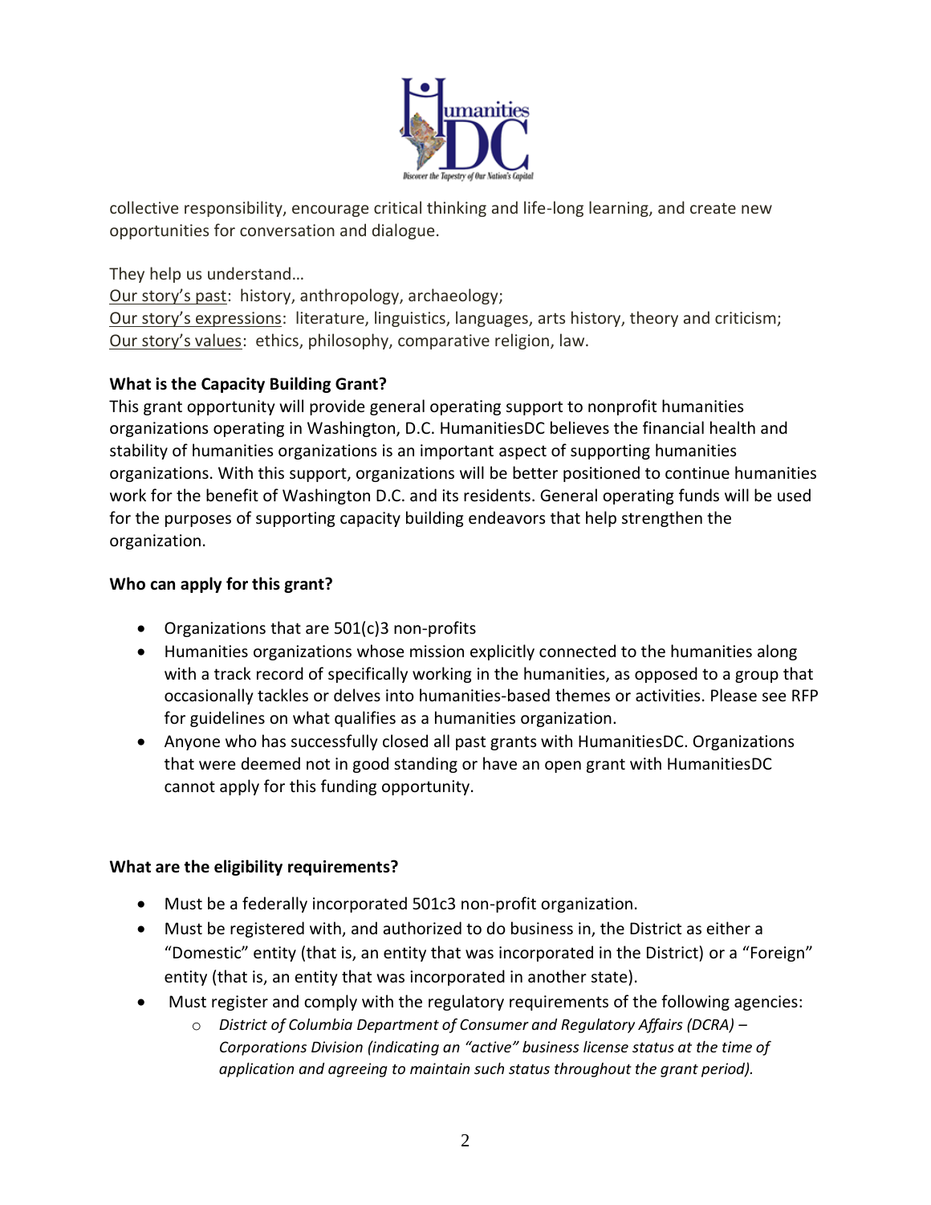collective responsibility, encourage critical thinking and life-long learning, and create new opportunities for conversation and dialogue.

They help us understand…
Our story's past: history, anthropology, archaeology;
Our story's expressions: literature, linguistics, languages, arts history, theory and criticism;
Our story's values: ethics, philosophy, comparative religion, law.

**What is the Capacity Building Grant?**
This grant opportunity will provide general operating support to nonprofit humanities organizations operating in Washington, D.C. HumanitiesDC believes the financial health and stability of humanities organizations is an important aspect of supporting humanities organizations. With this support, organizations will be better positioned to continue humanities work for the benefit of Washington D.C. and its residents. General operating funds will be used for the purposes of supporting capacity building endeavors that help strengthen the organization.

**Who can apply for this grant?**

- Organizations that are 501(c)3 non-profits
- Humanities organizations whose mission explicitly connected to the humanities along with a track record of specifically working in the humanities, as opposed to a group that occasionally tackles or delves into humanities-based themes or activities. Please see RFP for guidelines on what qualifies as a humanities organization.
- Anyone who has successfully closed all past grants with HumanitiesDC. Organizations that were deemed not in good standing or have an open grant with HumanitiesDC cannot apply for this funding opportunity.

**What are the eligibility requirements?**

- Must be a federally incorporated 501c3 non-profit organization.
- Must be registered with, and authorized to do business in, the District as either a "Domestic" entity (that is, an entity that was incorporated in the District) or a "Foreign" entity (that is, an entity that was incorporated in another state).
- Must register and comply with the regulatory requirements of the following agencies:
  - *District of Columbia Department of Consumer and Regulatory Affairs (DCRA) – Corporations Division (indicating an "active" business license status at the time of application and agreeing to maintain such status throughout the grant period).*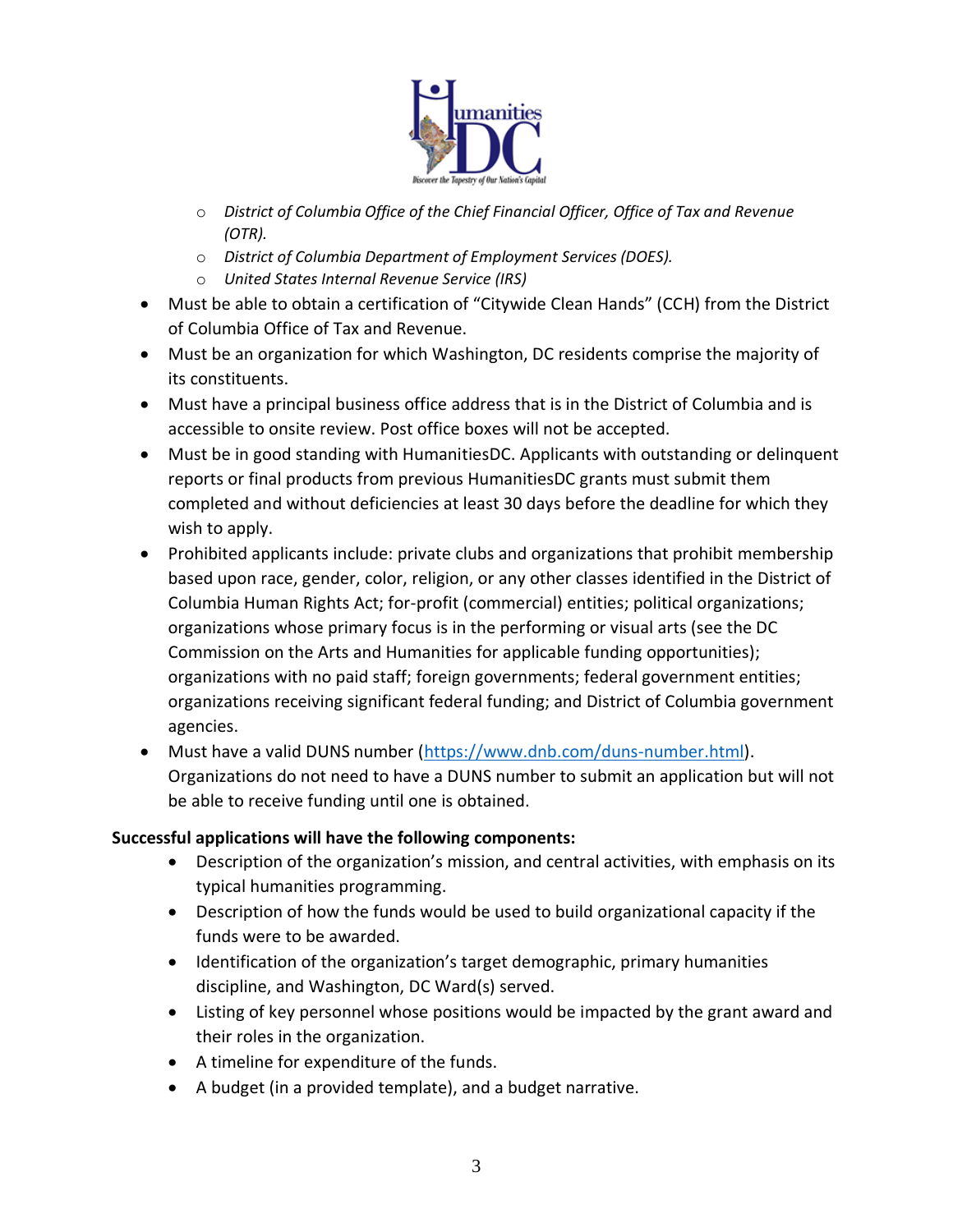- *District of Columbia Office of the Chief Financial Officer, Office of Tax and Revenue (OTR).*
  - *District of Columbia Department of Employment Services (DOES).*
  - *United States Internal Revenue Service (IRS)*
- Must be able to obtain a certification of "Citywide Clean Hands" (CCH) from the District of Columbia Office of Tax and Revenue.
- Must be an organization for which Washington, DC residents comprise the majority of its constituents.
- Must have a principal business office address that is in the District of Columbia and is accessible to onsite review. Post office boxes will not be accepted.
- Must be in good standing with HumanitiesDC. Applicants with outstanding or delinquent reports or final products from previous HumanitiesDC grants must submit them completed and without deficiencies at least 30 days before the deadline for which they wish to apply.
- Prohibited applicants include: private clubs and organizations that prohibit membership based upon race, gender, color, religion, or any other classes identified in the District of Columbia Human Rights Act; for-profit (commercial) entities; political organizations; organizations whose primary focus is in the performing or visual arts (see the DC Commission on the Arts and Humanities for applicable funding opportunities); organizations with no paid staff; foreign governments; federal government entities; organizations receiving significant federal funding; and District of Columbia government agencies.
- Must have a valid DUNS number (https://www.dnb.com/duns-number.html). Organizations do not need to have a DUNS number to submit an application but will not be able to receive funding until one is obtained.

**Successful applications will have the following components:**

- Description of the organization's mission, and central activities, with emphasis on its typical humanities programming.
- Description of how the funds would be used to build organizational capacity if the funds were to be awarded.
- Identification of the organization's target demographic, primary humanities discipline, and Washington, DC Ward(s) served.
- Listing of key personnel whose positions would be impacted by the grant award and their roles in the organization.
- A timeline for expenditure of the funds.
- A budget (in a provided template), and a budget narrative.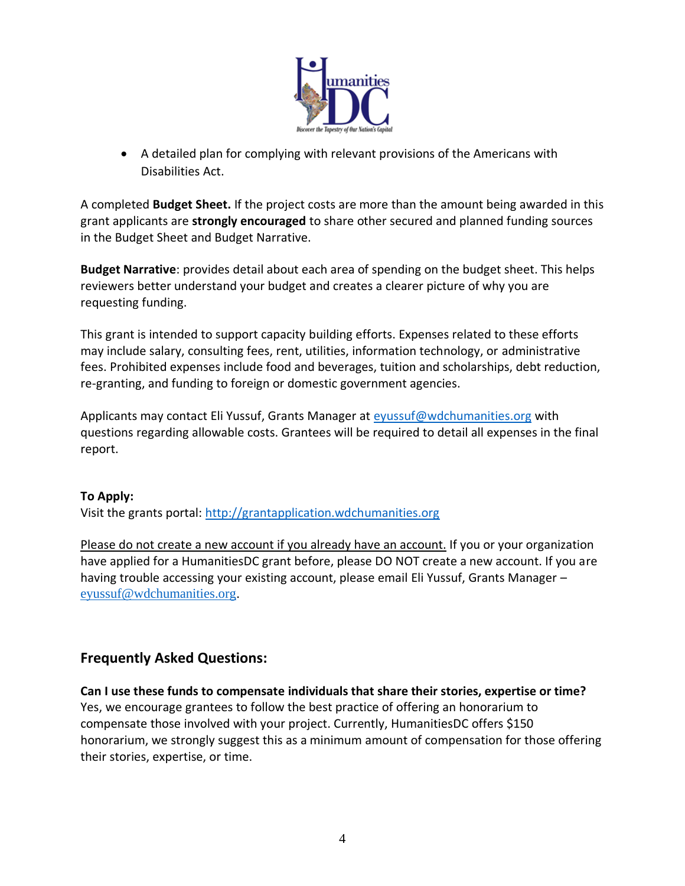- A detailed plan for complying with relevant provisions of the Americans with Disabilities Act.

A completed **Budget Sheet.** If the project costs are more than the amount being awarded in this grant applicants are **strongly encouraged** to share other secured and planned funding sources in the Budget Sheet and Budget Narrative.

**Budget Narrative**: provides detail about each area of spending on the budget sheet. This helps reviewers better understand your budget and creates a clearer picture of why you are requesting funding.

This grant is intended to support capacity building efforts. Expenses related to these efforts may include salary, consulting fees, rent, utilities, information technology, or administrative fees. Prohibited expenses include food and beverages, tuition and scholarships, debt reduction, re-granting, and funding to foreign or domestic government agencies.

Applicants may contact Eli Yussuf, Grants Manager at eyussuf@wdchumanities.org with questions regarding allowable costs. Grantees will be required to detail all expenses in the final report.

**To Apply:**
Visit the grants portal: http://grantapplication.wdchumanities.org

Please do not create a new account if you already have an account. If you or your organization have applied for a HumanitiesDC grant before, please DO NOT create a new account. If you are having trouble accessing your existing account, please email Eli Yussuf, Grants Manager – eyussuf@wdchumanities.org.

## Frequently Asked Questions:

**Can I use these funds to compensate individuals that share their stories, expertise or time?**
Yes, we encourage grantees to follow the best practice of offering an honorarium to compensate those involved with your project. Currently, HumanitiesDC offers $150 honorarium, we strongly suggest this as a minimum amount of compensation for those offering their stories, expertise, or time.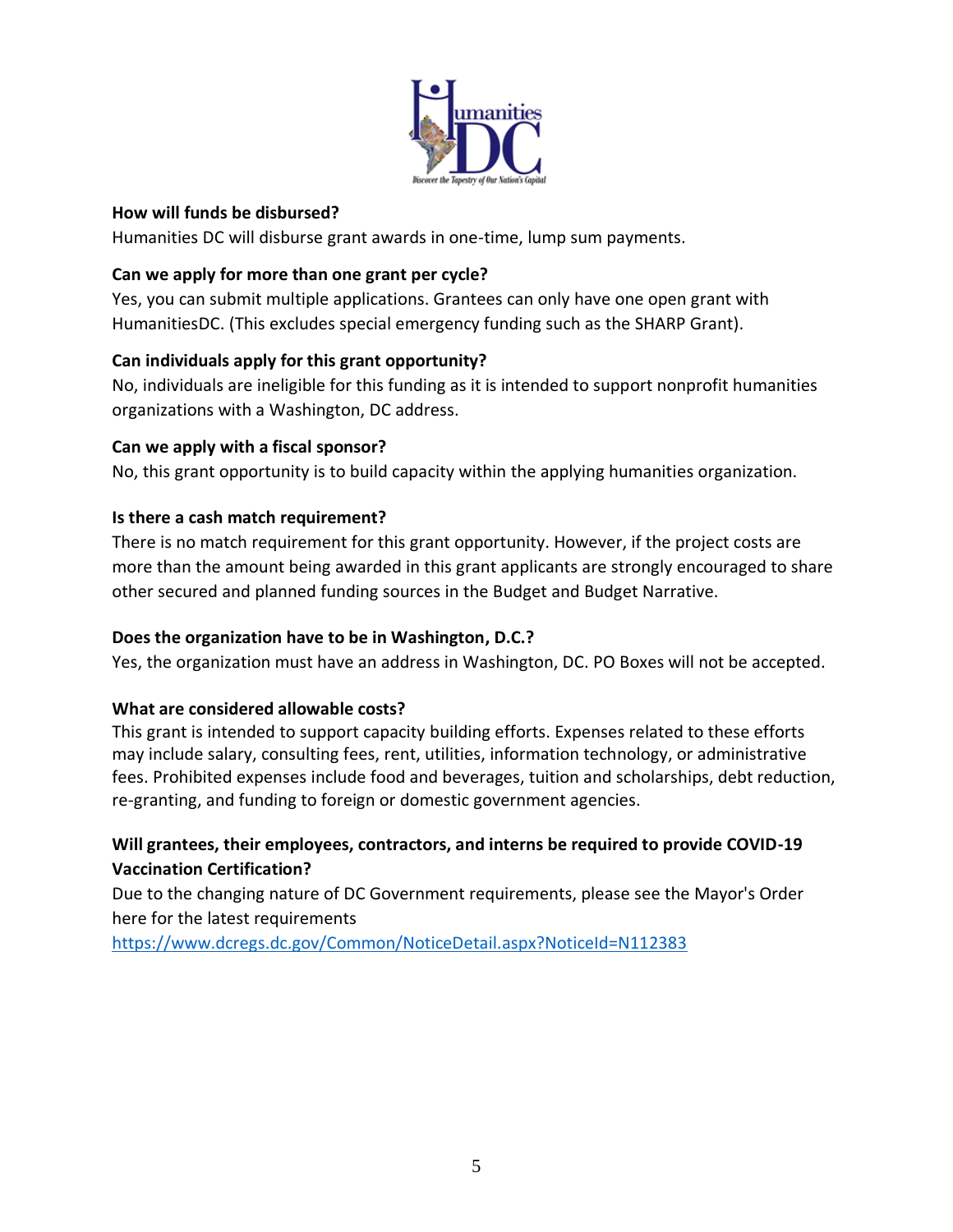**How will funds be disbursed?**

Humanities DC will disburse grant awards in one-time, lump sum payments.

**Can we apply for more than one grant per cycle?**

Yes, you can submit multiple applications. Grantees can only have one open grant with HumanitiesDC. (This excludes special emergency funding such as the SHARP Grant).

**Can individuals apply for this grant opportunity?**

No, individuals are ineligible for this funding as it is intended to support nonprofit humanities organizations with a Washington, DC address.

**Can we apply with a fiscal sponsor?**

No, this grant opportunity is to build capacity within the applying humanities organization.

**Is there a cash match requirement?**

There is no match requirement for this grant opportunity. However, if the project costs are more than the amount being awarded in this grant applicants are strongly encouraged to share other secured and planned funding sources in the Budget and Budget Narrative.

**Does the organization have to be in Washington, D.C.?**

Yes, the organization must have an address in Washington, DC. PO Boxes will not be accepted.

**What are considered allowable costs?**

This grant is intended to support capacity building efforts. Expenses related to these efforts may include salary, consulting fees, rent, utilities, information technology, or administrative fees. Prohibited expenses include food and beverages, tuition and scholarships, debt reduction, re-granting, and funding to foreign or domestic government agencies.

**Will grantees, their employees, contractors, and interns be required to provide COVID-19 Vaccination Certification?**

Due to the changing nature of DC Government requirements, please see the Mayor's Order here for the latest requirements

https://www.dcregs.dc.gov/Common/NoticeDetail.aspx?NoticeId=N112383